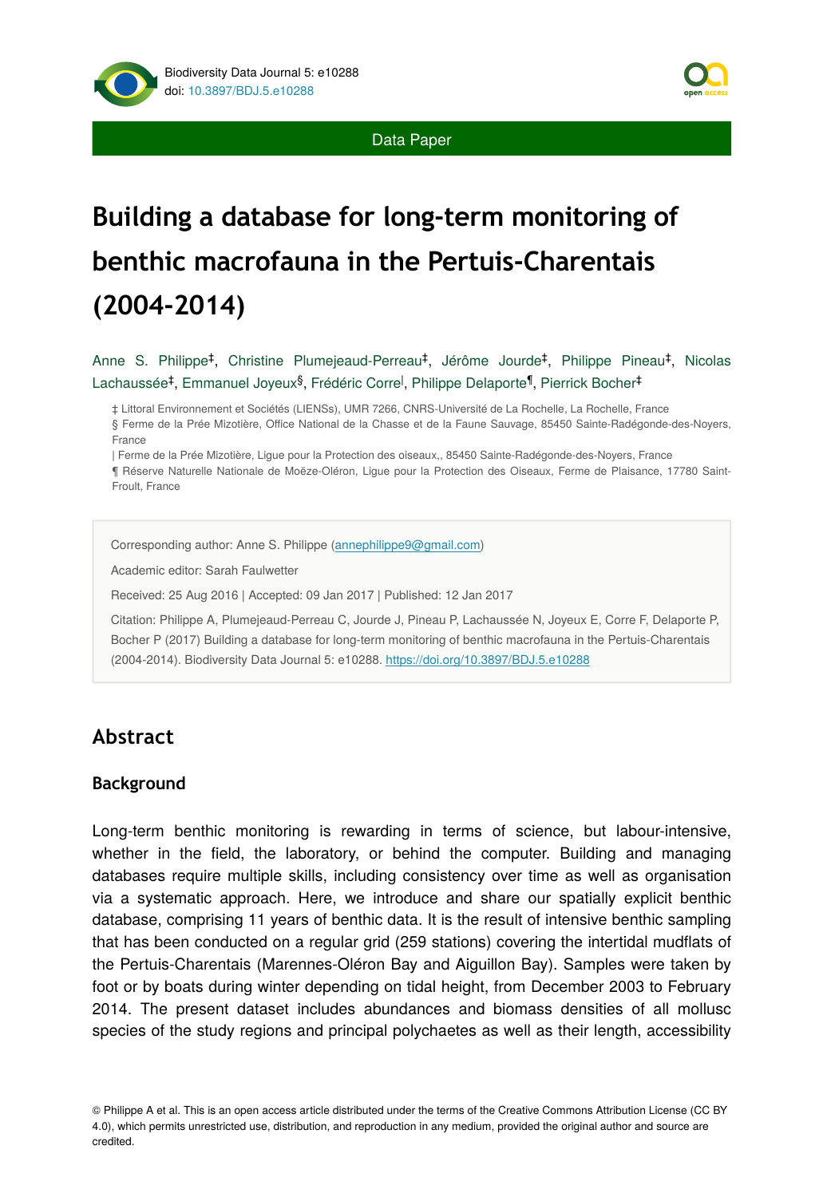Data Paper

# Building a database for long-term monitoring of benthic macrofauna in the Pertuis-Charentais (2004-2014)

Anne S. Philippe[‡], Christine Plumejeaud-Perreau[‡], Jérôme Jourde[‡], Philippe Pineau[‡], Nicolas Lachaussée[‡], Emmanuel Joyeux[§], Frédéric Corre[|], Philippe Delaporte[¶], Pierrick Bocher[‡]

‡ Littoral Environnement et Sociétés (LIENSs), UMR 7266, CNRS-Université de La Rochelle, La Rochelle, France
§ Ferme de la Prée Mizotière, Office National de la Chasse et de la Faune Sauvage, 85450 Sainte-Radégonde-des-Noyers, France
| Ferme de la Prée Mizotière, Ligue pour la Protection des oiseaux,, 85450 Sainte-Radégonde-des-Noyers, France
¶ Réserve Naturelle Nationale de Moëze-Oléron, Ligue pour la Protection des Oiseaux, Ferme de Plaisance, 17780 Saint-Froult, France

Corresponding author: Anne S. Philippe (annephilippe9@gmail.com)

Academic editor: Sarah Faulwetter

Received: 25 Aug 2016 | Accepted: 09 Jan 2017 | Published: 12 Jan 2017

Citation: Philippe A, Plumejeaud-Perreau C, Jourde J, Pineau P, Lachaussée N, Joyeux E, Corre F, Delaporte P, Bocher P (2017) Building a database for long-term monitoring of benthic macrofauna in the Pertuis-Charentais (2004-2014). Biodiversity Data Journal 5: e10288. https://doi.org/10.3897/BDJ.5.e10288

## Abstract

### Background

Long-term benthic monitoring is rewarding in terms of science, but labour-intensive, whether in the field, the laboratory, or behind the computer. Building and managing databases require multiple skills, including consistency over time as well as organisation via a systematic approach. Here, we introduce and share our spatially explicit benthic database, comprising 11 years of benthic data. It is the result of intensive benthic sampling that has been conducted on a regular grid (259 stations) covering the intertidal mudflats of the Pertuis-Charentais (Marennes-Oléron Bay and Aiguillon Bay). Samples were taken by foot or by boats during winter depending on tidal height, from December 2003 to February 2014. The present dataset includes abundances and biomass densities of all mollusc species of the study regions and principal polychaetes as well as their length, accessibility

© Philippe A et al. This is an open access article distributed under the terms of the Creative Commons Attribution License (CC BY 4.0), which permits unrestricted use, distribution, and reproduction in any medium, provided the original author and source are credited.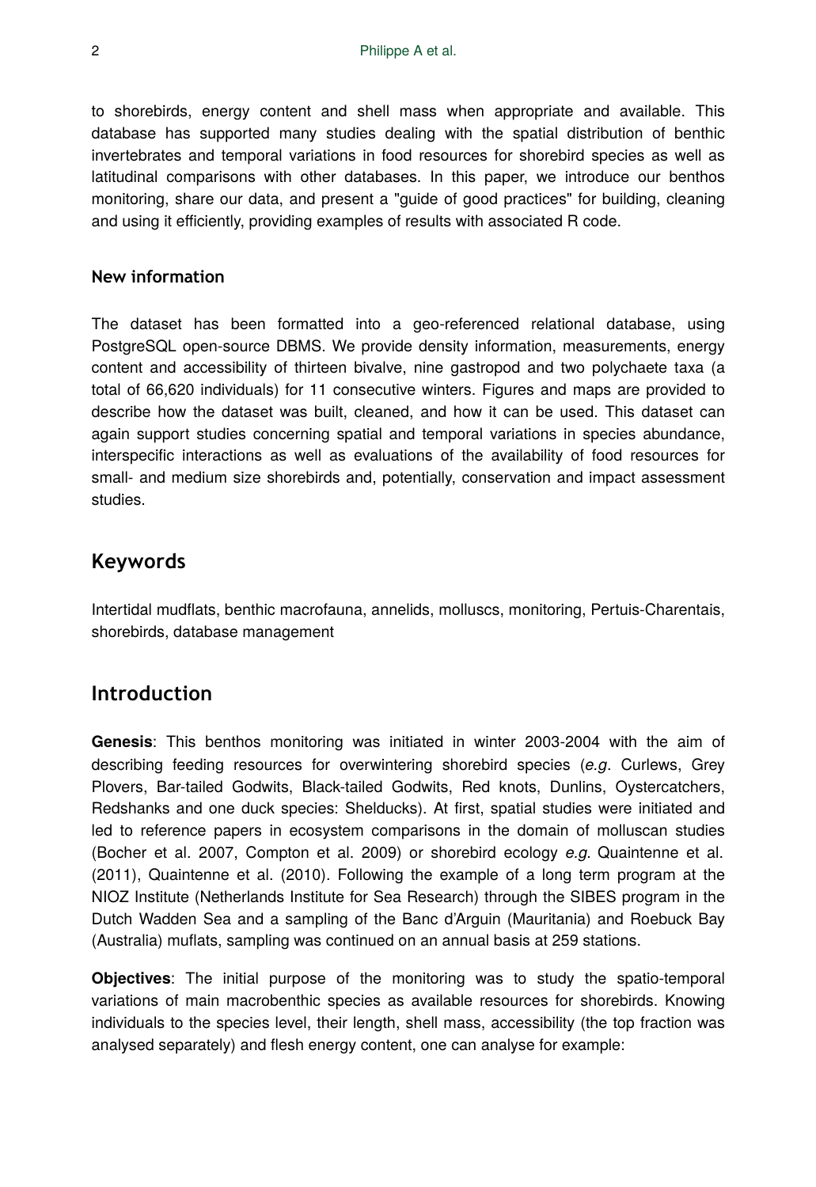to shorebirds, energy content and shell mass when appropriate and available. This database has supported many studies dealing with the spatial distribution of benthic invertebrates and temporal variations in food resources for shorebird species as well as latitudinal comparisons with other databases. In this paper, we introduce our benthos monitoring, share our data, and present a "guide of good practices" for building, cleaning and using it efficiently, providing examples of results with associated R code.

### New information

The dataset has been formatted into a geo-referenced relational database, using PostgreSQL open-source DBMS. We provide density information, measurements, energy content and accessibility of thirteen bivalve, nine gastropod and two polychaete taxa (a total of 66,620 individuals) for 11 consecutive winters. Figures and maps are provided to describe how the dataset was built, cleaned, and how it can be used. This dataset can again support studies concerning spatial and temporal variations in species abundance, interspecific interactions as well as evaluations of the availability of food resources for small- and medium size shorebirds and, potentially, conservation and impact assessment studies.

## Keywords

Intertidal mudflats, benthic macrofauna, annelids, molluscs, monitoring, Pertuis-Charentais, shorebirds, database management

## Introduction

**Genesis**: This benthos monitoring was initiated in winter 2003-2004 with the aim of describing feeding resources for overwintering shorebird species (*e.g.* Curlews, Grey Plovers, Bar-tailed Godwits, Black-tailed Godwits, Red knots, Dunlins, Oystercatchers, Redshanks and one duck species: Shelducks). At first, spatial studies were initiated and led to reference papers in ecosystem comparisons in the domain of molluscan studies (Bocher et al. 2007, Compton et al. 2009) or shorebird ecology *e.g.* Quaintenne et al. (2011), Quaintenne et al. (2010). Following the example of a long term program at the NIOZ Institute (Netherlands Institute for Sea Research) through the SIBES program in the Dutch Wadden Sea and a sampling of the Banc d'Arguin (Mauritania) and Roebuck Bay (Australia) muflats, sampling was continued on an annual basis at 259 stations.

**Objectives**: The initial purpose of the monitoring was to study the spatio-temporal variations of main macrobenthic species as available resources for shorebirds. Knowing individuals to the species level, their length, shell mass, accessibility (the top fraction was analysed separately) and flesh energy content, one can analyse for example: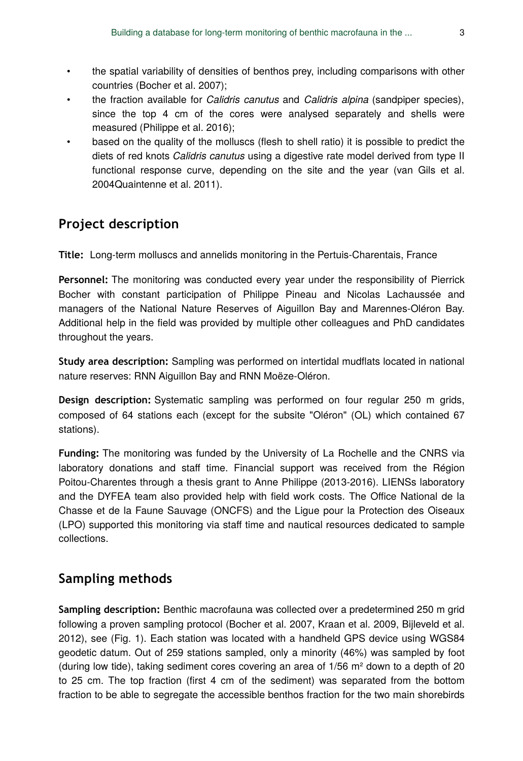- the spatial variability of densities of benthos prey, including comparisons with other countries (Bocher et al. 2007);
- the fraction available for *Calidris canutus* and *Calidris alpina* (sandpiper species), since the top 4 cm of the cores were analysed separately and shells were measured (Philippe et al. 2016);
- based on the quality of the molluscs (flesh to shell ratio) it is possible to predict the diets of red knots *Calidris canutus* using a digestive rate model derived from type II functional response curve, depending on the site and the year (van Gils et al. 2004Quaintenne et al. 2011).

## Project description

**Title:** Long-term molluscs and annelids monitoring in the Pertuis-Charentais, France

**Personnel:** The monitoring was conducted every year under the responsibility of Pierrick Bocher with constant participation of Philippe Pineau and Nicolas Lachaussée and managers of the National Nature Reserves of Aiguillon Bay and Marennes-Oléron Bay. Additional help in the field was provided by multiple other colleagues and PhD candidates throughout the years.

**Study area description:** Sampling was performed on intertidal mudflats located in national nature reserves: RNN Aiguillon Bay and RNN Moëze-Oléron.

**Design description:** Systematic sampling was performed on four regular 250 m grids, composed of 64 stations each (except for the subsite "Oléron" (OL) which contained 67 stations).

**Funding:** The monitoring was funded by the University of La Rochelle and the CNRS via laboratory donations and staff time. Financial support was received from the Région Poitou-Charentes through a thesis grant to Anne Philippe (2013-2016). LIENSs laboratory and the DYFEA team also provided help with field work costs. The Office National de la Chasse et de la Faune Sauvage (ONCFS) and the Ligue pour la Protection des Oiseaux (LPO) supported this monitoring via staff time and nautical resources dedicated to sample collections.

## Sampling methods

**Sampling description:** Benthic macrofauna was collected over a predetermined 250 m grid following a proven sampling protocol (Bocher et al. 2007, Kraan et al. 2009, Bijleveld et al. 2012), see (Fig. 1). Each station was located with a handheld GPS device using WGS84 geodetic datum. Out of 259 stations sampled, only a minority (46%) was sampled by foot (during low tide), taking sediment cores covering an area of 1/56 m² down to a depth of 20 to 25 cm. The top fraction (first 4 cm of the sediment) was separated from the bottom fraction to be able to segregate the accessible benthos fraction for the two main shorebirds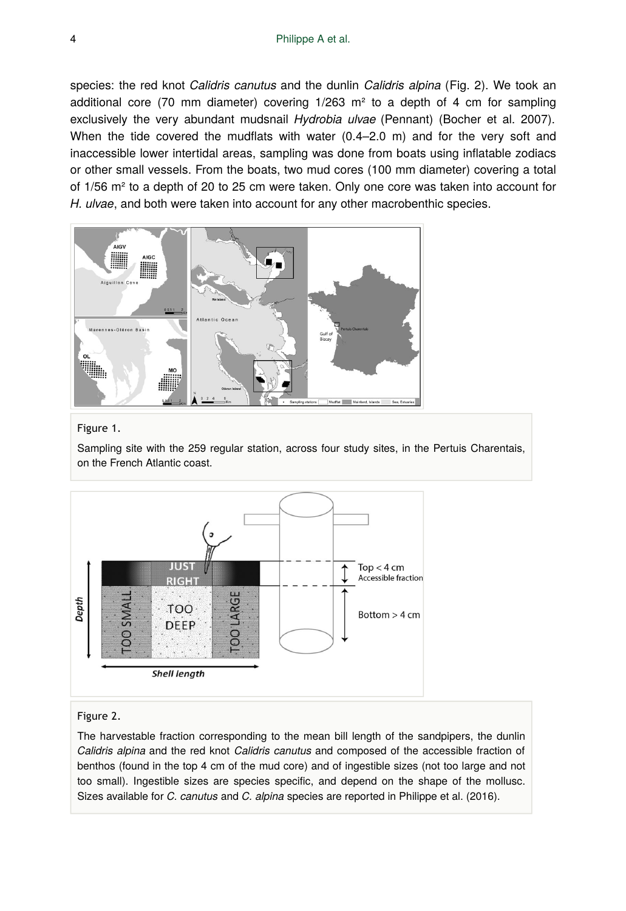species: the red knot *Calidris canutus* and the dunlin *Calidris alpina* (Fig. 2). We took an additional core (70 mm diameter) covering 1/263 m² to a depth of 4 cm for sampling exclusively the very abundant mudsnail *Hydrobia ulvae* (Pennant) (Bocher et al. 2007). When the tide covered the mudflats with water (0.4–2.0 m) and for the very soft and inaccessible lower intertidal areas, sampling was done from boats using inflatable zodiacs or other small vessels. From the boats, two mud cores (100 mm diameter) covering a total of 1/56 m² to a depth of 20 to 25 cm were taken. Only one core was taken into account for *H. ulvae*, and both were taken into account for any other macrobenthic species.

Figure 1.

Sampling site with the 259 regular station, across four study sites, in the Pertuis Charentais, on the French Atlantic coast.

Figure 2.

The harvestable fraction corresponding to the mean bill length of the sandpipers, the dunlin *Calidris alpina* and the red knot *Calidris canutus* and composed of the accessible fraction of benthos (found in the top 4 cm of the mud core) and of ingestible sizes (not too large and not too small). Ingestible sizes are species specific, and depend on the shape of the mollusc. Sizes available for *C. canutus* and *C. alpina* species are reported in Philippe et al. (2016).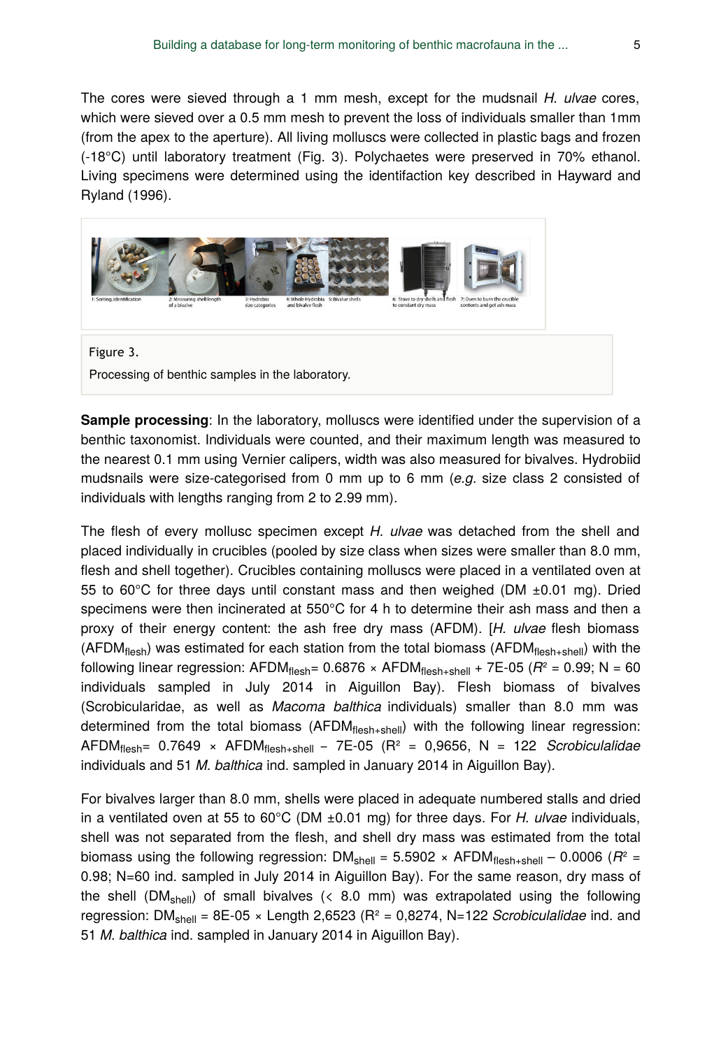The cores were sieved through a 1 mm mesh, except for the mudsnail *H. ulvae* cores, which were sieved over a 0.5 mm mesh to prevent the loss of individuals smaller than 1mm (from the apex to the aperture). All living molluscs were collected in plastic bags and frozen (-18°C) until laboratory treatment (Fig. 3). Polychaetes were preserved in 70% ethanol. Living specimens were determined using the identifaction key described in Hayward and Ryland (1996).

Figure 3.

Processing of benthic samples in the laboratory.

**Sample processing**: In the laboratory, molluscs were identified under the supervision of a benthic taxonomist. Individuals were counted, and their maximum length was measured to the nearest 0.1 mm using Vernier calipers, width was also measured for bivalves. Hydrobiid mudsnails were size-categorised from 0 mm up to 6 mm (*e.g.* size class 2 consisted of individuals with lengths ranging from 2 to 2.99 mm).

The flesh of every mollusc specimen except *H. ulvae* was detached from the shell and placed individually in crucibles (pooled by size class when sizes were smaller than 8.0 mm, flesh and shell together). Crucibles containing molluscs were placed in a ventilated oven at 55 to 60°C for three days until constant mass and then weighed (DM ±0.01 mg). Dried specimens were then incinerated at 550°C for 4 h to determine their ash mass and then a proxy of their energy content: the ash free dry mass (AFDM). [*H. ulvae* flesh biomass ($AFDM_{flesh}$) was estimated for each station from the total biomass ($AFDM_{flesh+shell}$) with the following linear regression: $AFDM_{flesh} = 0.6876 \times AFDM_{flesh+shell} + 7E\text{-}05$ ($R^2 = 0.99$; N = 60 individuals sampled in July 2014 in Aiguillon Bay). Flesh biomass of bivalves (Scrobicularidae, as well as *Macoma balthica* individuals) smaller than 8.0 mm was determined from the total biomass ($AFDM_{flesh+shell}$) with the following linear regression: $AFDM_{flesh} = 0.7649 \times AFDM_{flesh+shell} - 7E\text{-}05$ ($R^2 = 0{,}9656$, N = 122 *Scrobiculalidae* individuals and 51 *M. balthica* ind. sampled in January 2014 in Aiguillon Bay).

For bivalves larger than 8.0 mm, shells were placed in adequate numbered stalls and dried in a ventilated oven at 55 to 60°C (DM ±0.01 mg) for three days. For *H. ulvae* individuals, shell was not separated from the flesh, and shell dry mass was estimated from the total biomass using the following regression: $DM_{shell} = 5.5902 \times AFDM_{flesh+shell} - 0.0006$ ($R^2 = 0.98$; N=60 ind. sampled in July 2014 in Aiguillon Bay). For the same reason, dry mass of the shell ($DM_{shell}$) of small bivalves (< 8.0 mm) was extrapolated using the following regression: $DM_{shell} = 8E\text{-}05 \times Length^{2{,}6523}$ ($R^2 = 0{,}8274$, N=122 *Scrobiculalidae* ind. and 51 *M. balthica* ind. sampled in January 2014 in Aiguillon Bay).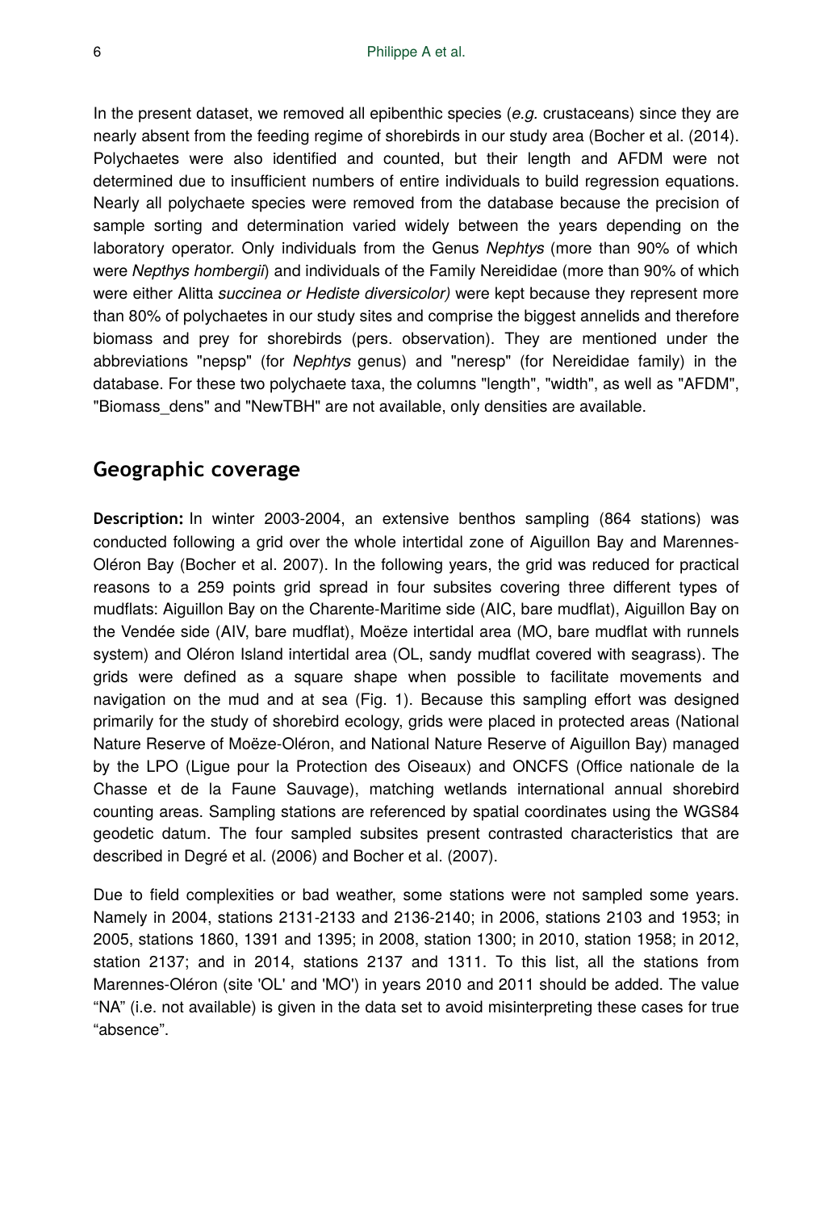In the present dataset, we removed all epibenthic species (*e.g.* crustaceans) since they are nearly absent from the feeding regime of shorebirds in our study area (Bocher et al. (2014). Polychaetes were also identified and counted, but their length and AFDM were not determined due to insufficient numbers of entire individuals to build regression equations. Nearly all polychaete species were removed from the database because the precision of sample sorting and determination varied widely between the years depending on the laboratory operator. Only individuals from the Genus *Nephtys* (more than 90% of which were *Nepthys hombergii*) and individuals of the Family Nereididae (more than 90% of which were either Alitta *succinea or Hediste diversicolor)* were kept because they represent more than 80% of polychaetes in our study sites and comprise the biggest annelids and therefore biomass and prey for shorebirds (pers. observation). They are mentioned under the abbreviations "nepsp" (for *Nephtys* genus) and "neresp" (for Nereididae family) in the database. For these two polychaete taxa, the columns "length", "width", as well as "AFDM", "Biomass_dens" and "NewTBH" are not available, only densities are available.

## Geographic coverage

**Description:** In winter 2003-2004, an extensive benthos sampling (864 stations) was conducted following a grid over the whole intertidal zone of Aiguillon Bay and Marennes-Oléron Bay (Bocher et al. 2007). In the following years, the grid was reduced for practical reasons to a 259 points grid spread in four subsites covering three different types of mudflats: Aiguillon Bay on the Charente-Maritime side (AIC, bare mudflat), Aiguillon Bay on the Vendée side (AIV, bare mudflat), Moëze intertidal area (MO, bare mudflat with runnels system) and Oléron Island intertidal area (OL, sandy mudflat covered with seagrass). The grids were defined as a square shape when possible to facilitate movements and navigation on the mud and at sea (Fig. 1). Because this sampling effort was designed primarily for the study of shorebird ecology, grids were placed in protected areas (National Nature Reserve of Moëze-Oléron, and National Nature Reserve of Aiguillon Bay) managed by the LPO (Ligue pour la Protection des Oiseaux) and ONCFS (Office nationale de la Chasse et de la Faune Sauvage), matching wetlands international annual shorebird counting areas. Sampling stations are referenced by spatial coordinates using the WGS84 geodetic datum. The four sampled subsites present contrasted characteristics that are described in Degré et al. (2006) and Bocher et al. (2007).

Due to field complexities or bad weather, some stations were not sampled some years. Namely in 2004, stations 2131-2133 and 2136-2140; in 2006, stations 2103 and 1953; in 2005, stations 1860, 1391 and 1395; in 2008, station 1300; in 2010, station 1958; in 2012, station 2137; and in 2014, stations 2137 and 1311. To this list, all the stations from Marennes-Oléron (site 'OL' and 'MO') in years 2010 and 2011 should be added. The value "NA" (i.e. not available) is given in the data set to avoid misinterpreting these cases for true "absence".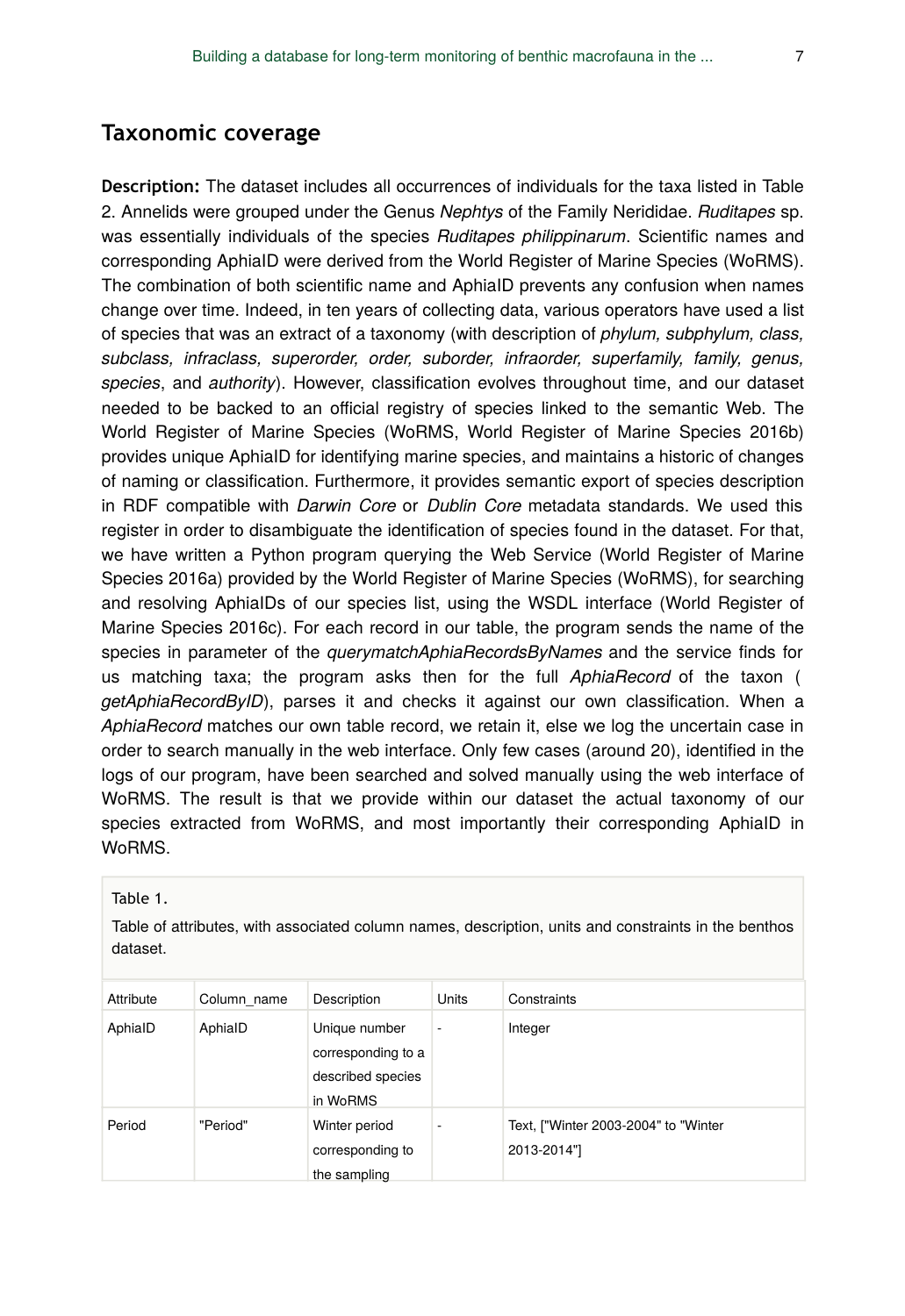## Taxonomic coverage

**Description:** The dataset includes all occurrences of individuals for the taxa listed in Table 2. Annelids were grouped under the Genus *Nephtys* of the Family Nerididae. *Ruditapes* sp. was essentially individuals of the species *Ruditapes philippinarum*. Scientific names and corresponding AphiaID were derived from the World Register of Marine Species (WoRMS). The combination of both scientific name and AphiaID prevents any confusion when names change over time. Indeed, in ten years of collecting data, various operators have used a list of species that was an extract of a taxonomy (with description of *phylum, subphylum, class, subclass, infraclass, superorder, order, suborder, infraorder, superfamily, family, genus, species*, and *authority*). However, classification evolves throughout time, and our dataset needed to be backed to an official registry of species linked to the semantic Web. The World Register of Marine Species (WoRMS, World Register of Marine Species 2016b) provides unique AphiaID for identifying marine species, and maintains a historic of changes of naming or classification. Furthermore, it provides semantic export of species description in RDF compatible with *Darwin Core* or *Dublin Core* metadata standards. We used this register in order to disambiguate the identification of species found in the dataset. For that, we have written a Python program querying the Web Service (World Register of Marine Species 2016a) provided by the World Register of Marine Species (WoRMS), for searching and resolving AphiaIDs of our species list, using the WSDL interface (World Register of Marine Species 2016c). For each record in our table, the program sends the name of the species in parameter of the *querymatchAphiaRecordsByNames* and the service finds for us matching taxa; the program asks then for the full *AphiaRecord* of the taxon ( *getAphiaRecordByID*), parses it and checks it against our own classification. When a *AphiaRecord* matches our own table record, we retain it, else we log the uncertain case in order to search manually in the web interface. Only few cases (around 20), identified in the logs of our program, have been searched and solved manually using the web interface of WoRMS. The result is that we provide within our dataset the actual taxonomy of our species extracted from WoRMS, and most importantly their corresponding AphiaID in WoRMS.

Table 1.

Table of attributes, with associated column names, description, units and constraints in the benthos dataset.

| Attribute | Column_name | Description | Units | Constraints |
|---|---|---|---|---|
| AphiaID | AphiaID | Unique number corresponding to a described species in WoRMS | - | Integer |
| Period | "Period" | Winter period corresponding to the sampling | - | Text, ["Winter 2003-2004" to "Winter 2013-2014"] |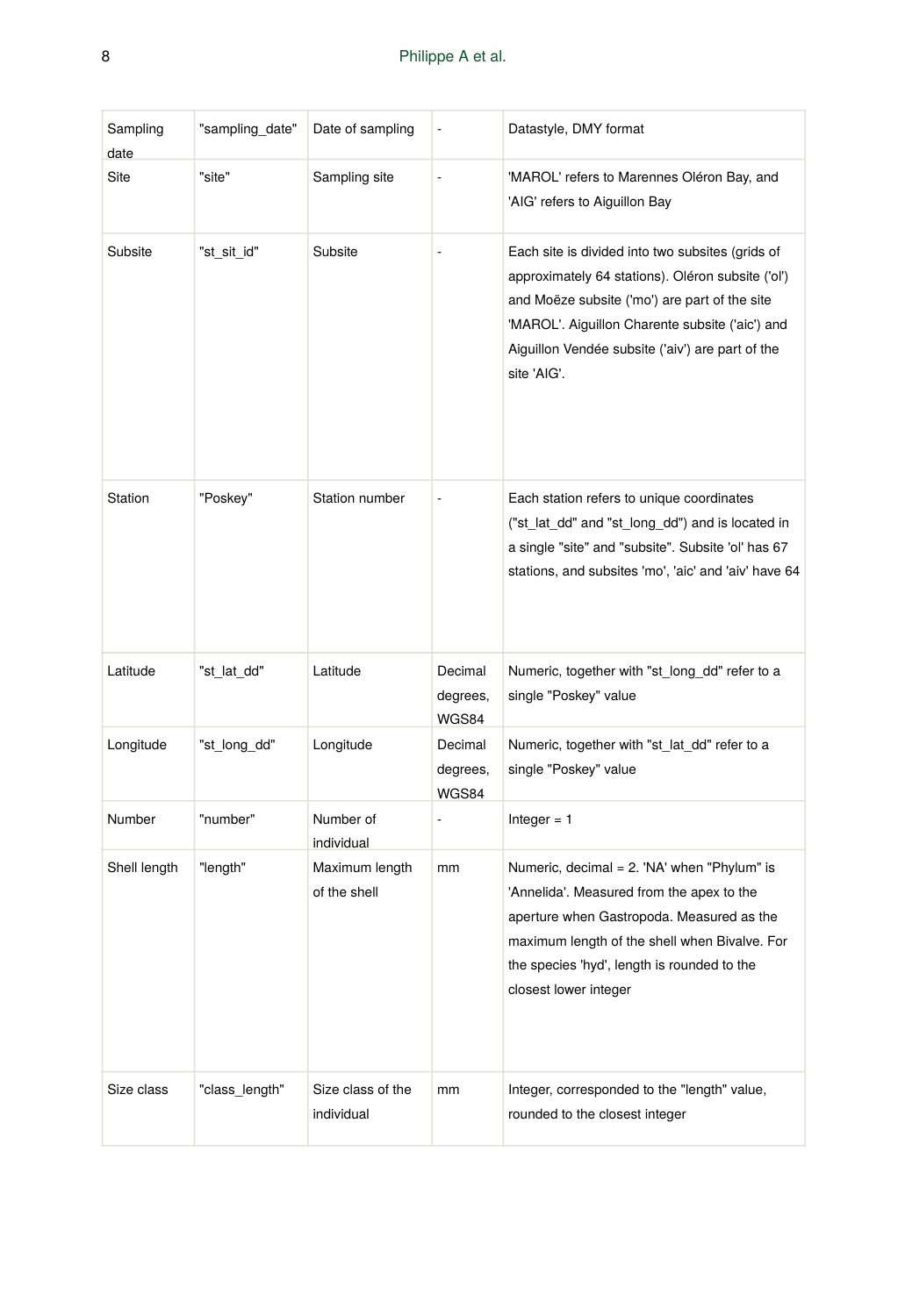| Sampling date | "sampling_date" | Date of sampling | - | Datastyle, DMY format |
|---|---|---|---|---|
| Site | "site" | Sampling site | - | 'MAROL' refers to Marennes Oléron Bay, and 'AIG' refers to Aiguillon Bay |
| Subsite | "st_sit_id" | Subsite | - | Each site is divided into two subsites (grids of approximately 64 stations). Oléron subsite ('ol') and Moëze subsite ('mo') are part of the site 'MAROL'. Aiguillon Charente subsite ('aic') and Aiguillon Vendée subsite ('aiv') are part of the site 'AIG'. |
| Station | "Poskey" | Station number | - | Each station refers to unique coordinates ("st_lat_dd" and "st_long_dd") and is located in a single "site" and "subsite". Subsite 'ol' has 67 stations, and subsites 'mo', 'aic' and 'aiv' have 64 |
| Latitude | "st_lat_dd" | Latitude | Decimal degrees, WGS84 | Numeric, together with "st_long_dd" refer to a single "Poskey" value |
| Longitude | "st_long_dd" | Longitude | Decimal degrees, WGS84 | Numeric, together with "st_lat_dd" refer to a single "Poskey" value |
| Number | "number" | Number of individual | - | Integer = 1 |
| Shell length | "length" | Maximum length of the shell | mm | Numeric, decimal = 2. 'NA' when "Phylum" is 'Annelida'. Measured from the apex to the aperture when Gastropoda. Measured as the maximum length of the shell when Bivalve. For the species 'hyd', length is rounded to the closest lower integer |
| Size class | "class_length" | Size class of the individual | mm | Integer, corresponded to the "length" value, rounded to the closest integer |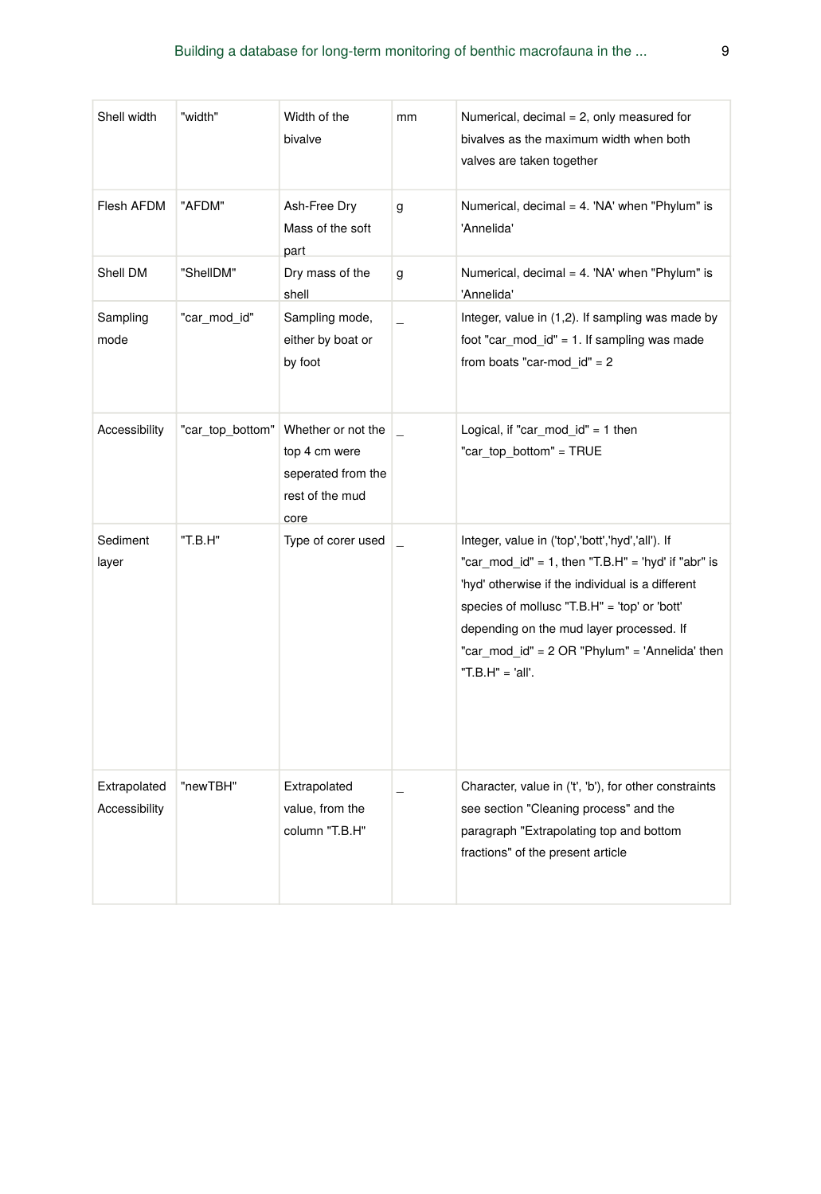| Shell width | "width" | Width of the bivalve | mm | Numerical, decimal = 2, only measured for bivalves as the maximum width when both valves are taken together |
|---|---|---|---|---|
| Flesh AFDM | "AFDM" | Ash-Free Dry Mass of the soft part | g | Numerical, decimal = 4. 'NA' when "Phylum" is 'Annelida' |
| Shell DM | "ShellDM" | Dry mass of the shell | g | Numerical, decimal = 4. 'NA' when "Phylum" is 'Annelida' |
| Sampling mode | "car_mod_id" | Sampling mode, either by boat or by foot | _ | Integer, value in (1,2). If sampling was made by foot "car_mod_id" = 1. If sampling was made from boats "car-mod_id" = 2 |
| Accessibility | "car_top_bottom" | Whether or not the top 4 cm were seperated from the rest of the mud core | _ | Logical, if "car_mod_id" = 1 then "car_top_bottom" = TRUE |
| Sediment layer | "T.B.H" | Type of corer used | _ | Integer, value in ('top','bott','hyd','all'). If "car_mod_id" = 1, then "T.B.H" = 'hyd' if "abr" is 'hyd' otherwise if the individual is a different species of mollusc "T.B.H" = 'top' or 'bott' depending on the mud layer processed. If "car_mod_id" = 2 OR "Phylum" = 'Annelida' then "T.B.H" = 'all'. |
| Extrapolated Accessibility | "newTBH" | Extrapolated value, from the column "T.B.H" | _ | Character, value in ('t', 'b'), for other constraints see section "Cleaning process" and the paragraph "Extrapolating top and bottom fractions" of the present article |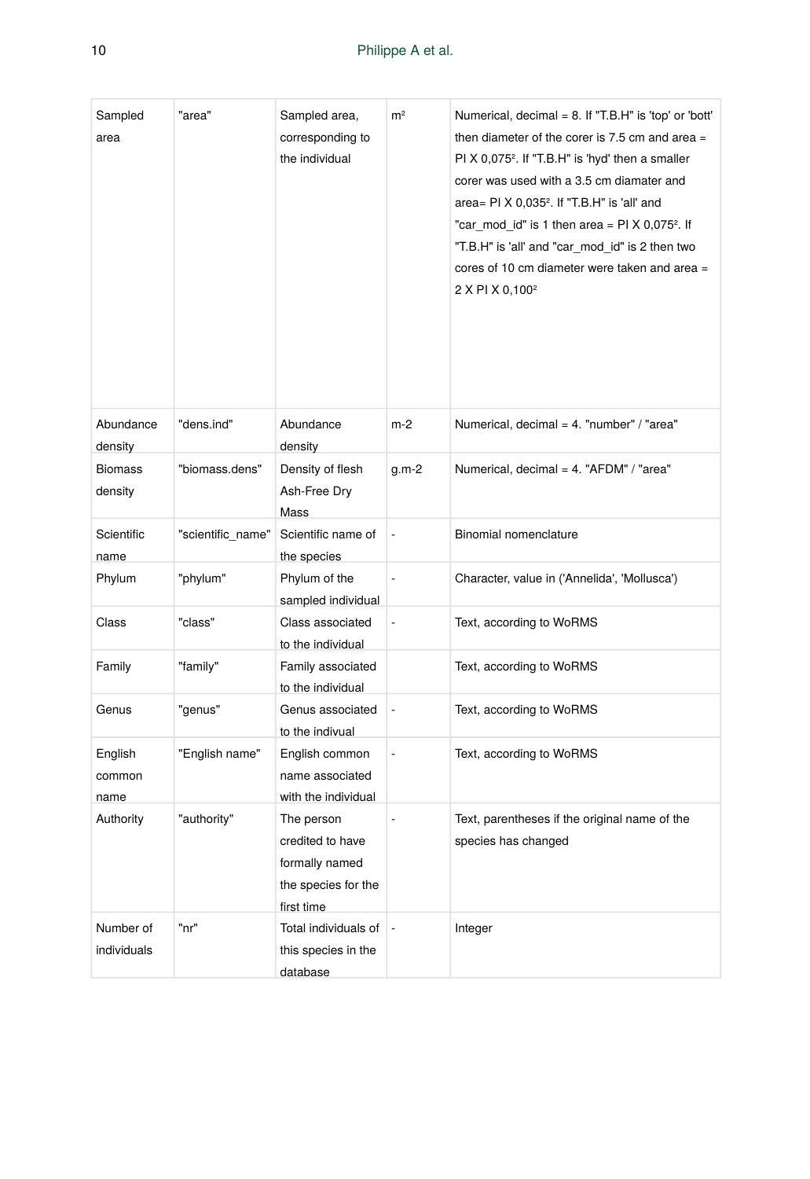| Sampled area | "area" | Sampled area, corresponding to the individual | m² | Numerical, decimal = 8. If "T.B.H" is 'top' or 'bott' then diameter of the corer is 7.5 cm and area = PI X $0,075^2$. If "T.B.H" is 'hyd' then a smaller corer was used with a 3.5 cm diamater and area= PI X $0,035^2$. If "T.B.H" is 'all' and "car_mod_id" is 1 then area = PI X $0,075^2$. If "T.B.H" is 'all' and "car_mod_id" is 2 then two cores of 10 cm diameter were taken and area = 2 X PI X $0,100^2$ |
|---|---|---|---|---|
| Abundance density | "dens.ind" | Abundance density | m-2 | Numerical, decimal = 4. "number" / "area" |
| Biomass density | "biomass.dens" | Density of flesh Ash-Free Dry Mass | g.m-2 | Numerical, decimal = 4. "AFDM" / "area" |
| Scientific name | "scientific_name" | Scientific name of the species | - | Binomial nomenclature |
| Phylum | "phylum" | Phylum of the sampled individual | - | Character, value in ('Annelida', 'Mollusca') |
| Class | "class" | Class associated to the individual | - | Text, according to WoRMS |
| Family | "family" | Family associated to the individual | | Text, according to WoRMS |
| Genus | "genus" | Genus associated to the indivual | - | Text, according to WoRMS |
| English common name | "English name" | English common name associated with the individual | - | Text, according to WoRMS |
| Authority | "authority" | The person credited to have formally named the species for the first time | - | Text, parentheses if the original name of the species has changed |
| Number of individuals | "nr" | Total individuals of this species in the database | - | Integer |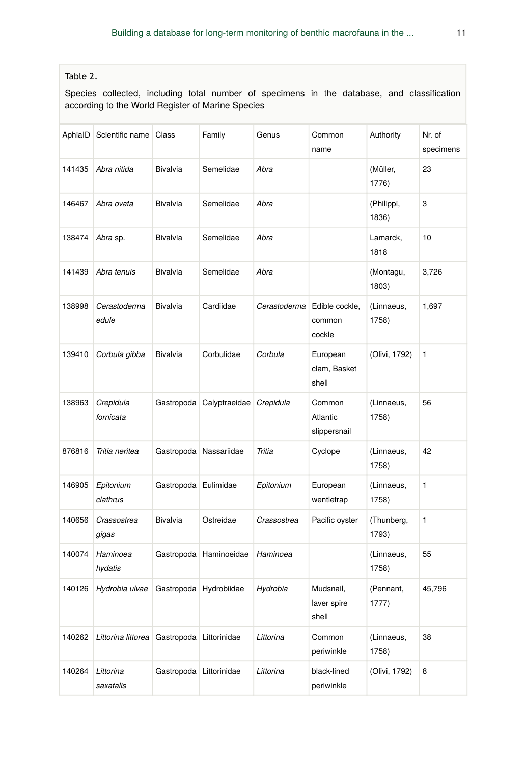Table 2.

Species collected, including total number of specimens in the database, and classification according to the World Register of Marine Species

| AphiaID | Scientific name | Class | Family | Genus | Common name | Authority | Nr. of specimens |
| --- | --- | --- | --- | --- | --- | --- | --- |
| 141435 | *Abra nitida* | Bivalvia | Semelidae | *Abra* | | (Müller, 1776) | 23 |
| 146467 | *Abra ovata* | Bivalvia | Semelidae | *Abra* | | (Philippi, 1836) | 3 |
| 138474 | *Abra* sp. | Bivalvia | Semelidae | *Abra* | | Lamarck, 1818 | 10 |
| 141439 | *Abra tenuis* | Bivalvia | Semelidae | *Abra* | | (Montagu, 1803) | 3,726 |
| 138998 | *Cerastoderma edule* | Bivalvia | Cardiidae | *Cerastoderma* | Edible cockle, common cockle | (Linnaeus, 1758) | 1,697 |
| 139410 | *Corbula gibba* | Bivalvia | Corbulidae | *Corbula* | European clam, Basket shell | (Olivi, 1792) | 1 |
| 138963 | *Crepidula fornicata* | Gastropoda | Calyptraeidae | *Crepidula* | Common Atlantic slippersnail | (Linnaeus, 1758) | 56 |
| 876816 | *Tritia neritea* | Gastropoda | Nassariidae | *Tritia* | Cyclope | (Linnaeus, 1758) | 42 |
| 146905 | *Epitonium clathrus* | Gastropoda | Eulimidae | *Epitonium* | European wentletrap | (Linnaeus, 1758) | 1 |
| 140656 | *Crassostrea gigas* | Bivalvia | Ostreidae | *Crassostrea* | Pacific oyster | (Thunberg, 1793) | 1 |
| 140074 | *Haminoea hydatis* | Gastropoda | Haminoeidae | *Haminoea* | | (Linnaeus, 1758) | 55 |
| 140126 | *Hydrobia ulvae* | Gastropoda | Hydrobiidae | *Hydrobia* | Mudsnail, laver spire shell | (Pennant, 1777) | 45,796 |
| 140262 | *Littorina littorea* | Gastropoda | Littorinidae | *Littorina* | Common periwinkle | (Linnaeus, 1758) | 38 |
| 140264 | *Littorina saxatalis* | Gastropoda | Littorinidae | *Littorina* | black-lined periwinkle | (Olivi, 1792) | 8 |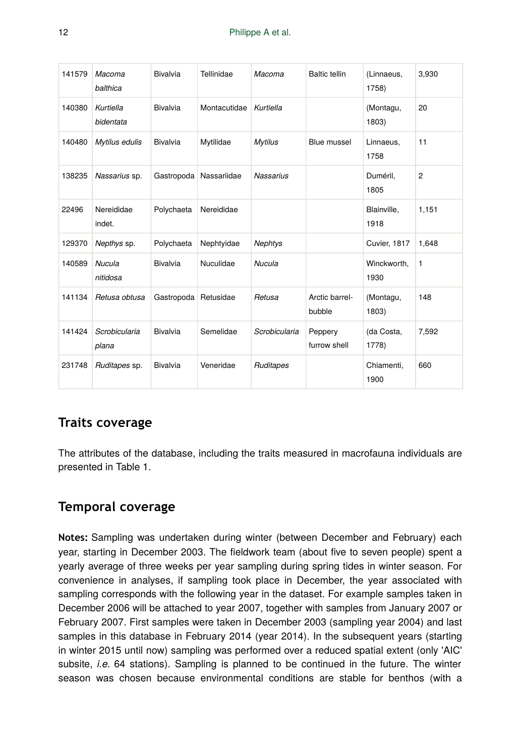| 141579 | *Macoma balthica* | Bivalvia | Tellinidae | *Macoma* | Baltic tellin | (Linnaeus, 1758) | 3,930 |
|---|---|---|---|---|---|---|---|
| 140380 | *Kurtiella bidentata* | Bivalvia | Montacutidae | *Kurtiella* | | (Montagu, 1803) | 20 |
| 140480 | *Mytilus edulis* | Bivalvia | Mytilidae | *Mytilus* | Blue mussel | Linnaeus, 1758 | 11 |
| 138235 | *Nassarius* sp. | Gastropoda | Nassariidae | *Nassarius* | | Duméril, 1805 | 2 |
| 22496 | Nereididae indet. | Polychaeta | Nereididae | | | Blainville, 1918 | 1,151 |
| 129370 | *Nepthys* sp. | Polychaeta | Nephtyidae | *Nephtys* | | Cuvier, 1817 | 1,648 |
| 140589 | *Nucula nitidosa* | Bivalvia | Nuculidae | *Nucula* | | Winckworth, 1930 | 1 |
| 141134 | *Retusa obtusa* | Gastropoda | Retusidae | *Retusa* | Arctic barrel-bubble | (Montagu, 1803) | 148 |
| 141424 | *Scrobicularia plana* | Bivalvia | Semelidae | *Scrobicularia* | Peppery furrow shell | (da Costa, 1778) | 7,592 |
| 231748 | *Ruditapes* sp. | Bivalvia | Veneridae | *Ruditapes* | | Chiamenti, 1900 | 660 |

## Traits coverage

The attributes of the database, including the traits measured in macrofauna individuals are presented in Table 1.

## Temporal coverage

**Notes:** Sampling was undertaken during winter (between December and February) each year, starting in December 2003. The fieldwork team (about five to seven people) spent a yearly average of three weeks per year sampling during spring tides in winter season. For convenience in analyses, if sampling took place in December, the year associated with sampling corresponds with the following year in the dataset. For example samples taken in December 2006 will be attached to year 2007, together with samples from January 2007 or February 2007. First samples were taken in December 2003 (sampling year 2004) and last samples in this database in February 2014 (year 2014). In the subsequent years (starting in winter 2015 until now) sampling was performed over a reduced spatial extent (only 'AIC' subsite, *i.e.* 64 stations). Sampling is planned to be continued in the future. The winter season was chosen because environmental conditions are stable for benthos (with a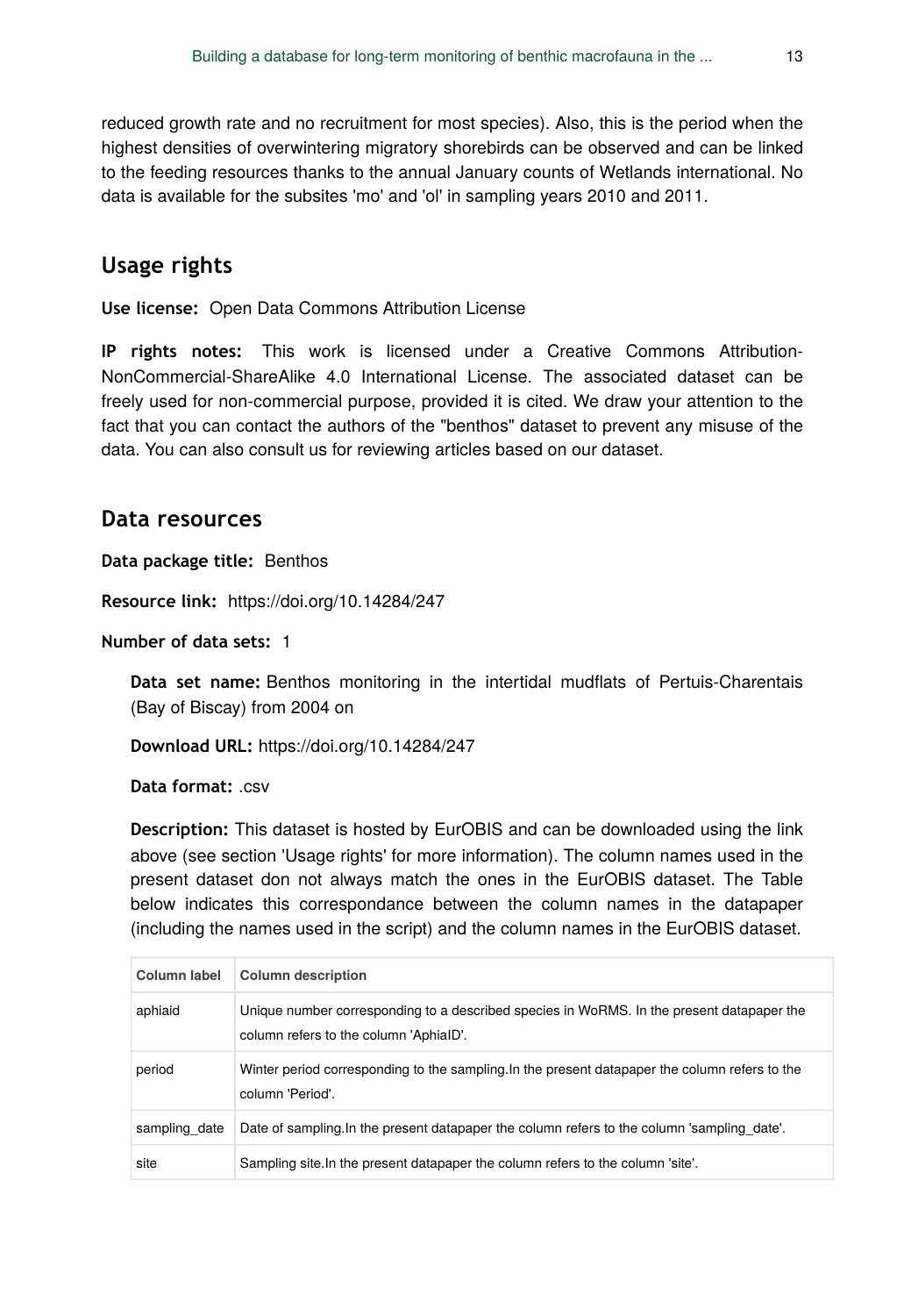reduced growth rate and no recruitment for most species). Also, this is the period when the highest densities of overwintering migratory shorebirds can be observed and can be linked to the feeding resources thanks to the annual January counts of Wetlands international. No data is available for the subsites 'mo' and 'ol' in sampling years 2010 and 2011.

## Usage rights

**Use license:** Open Data Commons Attribution License

**IP rights notes:** This work is licensed under a Creative Commons Attribution-NonCommercial-ShareAlike 4.0 International License. The associated dataset can be freely used for non-commercial purpose, provided it is cited. We draw your attention to the fact that you can contact the authors of the "benthos" dataset to prevent any misuse of the data. You can also consult us for reviewing articles based on our dataset.

## Data resources

**Data package title:** Benthos

**Resource link:** https://doi.org/10.14284/247

**Number of data sets:** 1

**Data set name:** Benthos monitoring in the intertidal mudflats of Pertuis-Charentais (Bay of Biscay) from 2004 on

**Download URL:** https://doi.org/10.14284/247

**Data format:** .csv

**Description:** This dataset is hosted by EurOBIS and can be downloaded using the link above (see section 'Usage rights' for more information). The column names used in the present dataset don not always match the ones in the EurOBIS dataset. The Table below indicates this correspondance between the column names in the datapaper (including the names used in the script) and the column names in the EurOBIS dataset.

| Column label | Column description |
| --- | --- |
| aphiaid | Unique number corresponding to a described species in WoRMS. In the present datapaper the column refers to the column 'AphiaID'. |
| period | Winter period corresponding to the sampling.In the present datapaper the column refers to the column 'Period'. |
| sampling_date | Date of sampling.In the present datapaper the column refers to the column 'sampling_date'. |
| site | Sampling site.In the present datapaper the column refers to the column 'site'. |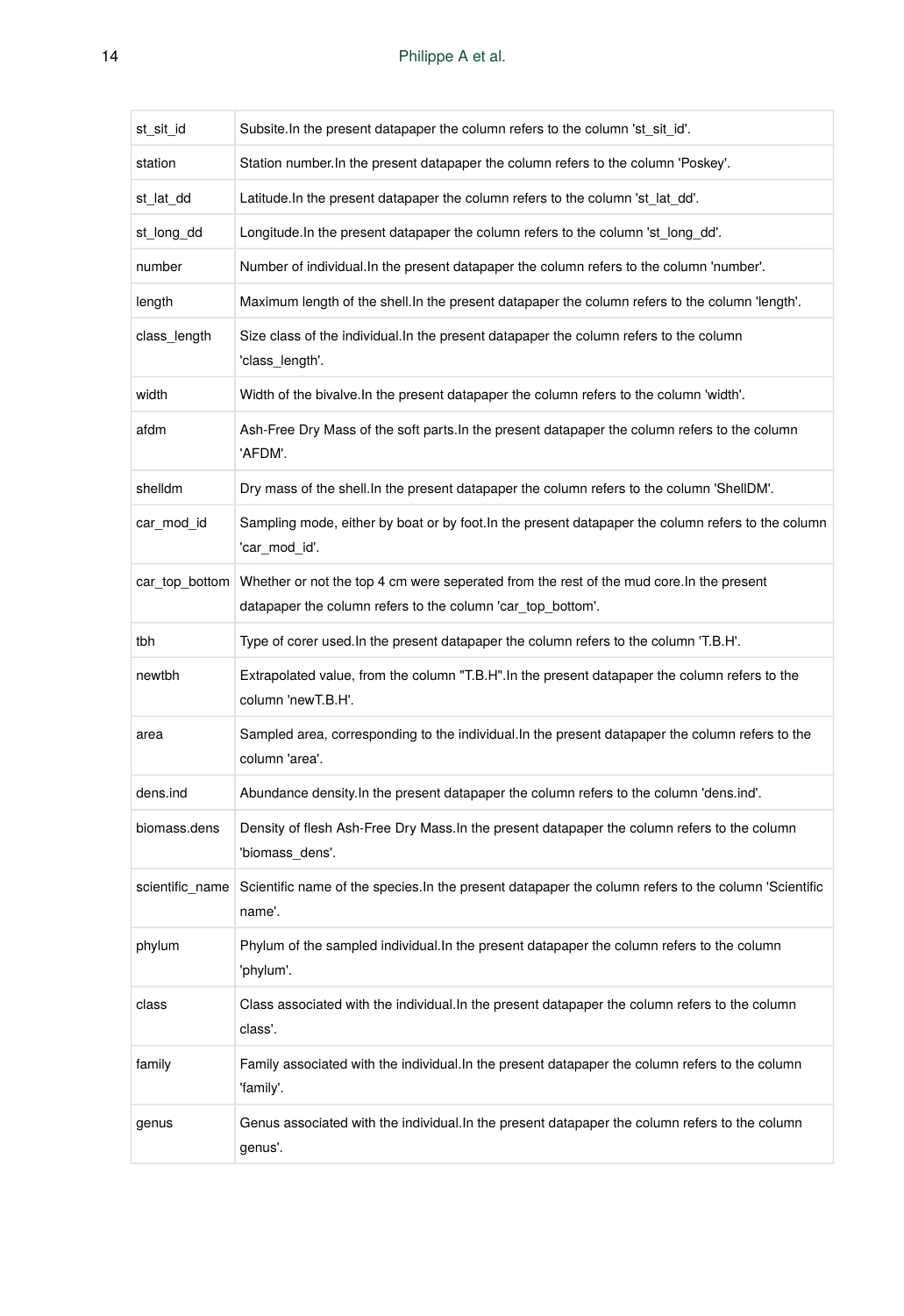| st_sit_id | Subsite.In the present datapaper the column refers to the column 'st_sit_id'. |
|---|---|
| station | Station number.In the present datapaper the column refers to the column 'Poskey'. |
| st_lat_dd | Latitude.In the present datapaper the column refers to the column 'st_lat_dd'. |
| st_long_dd | Longitude.In the present datapaper the column refers to the column 'st_long_dd'. |
| number | Number of individual.In the present datapaper the column refers to the column 'number'. |
| length | Maximum length of the shell.In the present datapaper the column refers to the column 'length'. |
| class_length | Size class of the individual.In the present datapaper the column refers to the column 'class_length'. |
| width | Width of the bivalve.In the present datapaper the column refers to the column 'width'. |
| afdm | Ash-Free Dry Mass of the soft parts.In the present datapaper the column refers to the column 'AFDM'. |
| shelldm | Dry mass of the shell.In the present datapaper the column refers to the column 'ShellDM'. |
| car_mod_id | Sampling mode, either by boat or by foot.In the present datapaper the column refers to the column 'car_mod_id'. |
| car_top_bottom | Whether or not the top 4 cm were seperated from the rest of the mud core.In the present datapaper the column refers to the column 'car_top_bottom'. |
| tbh | Type of corer used.In the present datapaper the column refers to the column 'T.B.H'. |
| newtbh | Extrapolated value, from the column "T.B.H".In the present datapaper the column refers to the column 'newT.B.H'. |
| area | Sampled area, corresponding to the individual.In the present datapaper the column refers to the column 'area'. |
| dens.ind | Abundance density.In the present datapaper the column refers to the column 'dens.ind'. |
| biomass.dens | Density of flesh Ash-Free Dry Mass.In the present datapaper the column refers to the column 'biomass_dens'. |
| scientific_name | Scientific name of the species.In the present datapaper the column refers to the column 'Scientific name'. |
| phylum | Phylum of the sampled individual.In the present datapaper the column refers to the column 'phylum'. |
| class | Class associated with the individual.In the present datapaper the column refers to the column class'. |
| family | Family associated with the individual.In the present datapaper the column refers to the column 'family'. |
| genus | Genus associated with the individual.In the present datapaper the column refers to the column genus'. |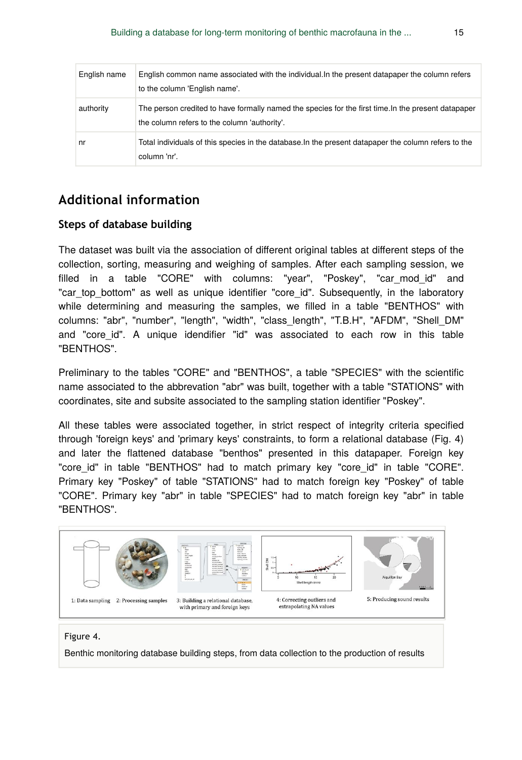| English name | English common name associated with the individual.In the present datapaper the column refers to the column 'English name'. |
|---|---|
| authority | The person credited to have formally named the species for the first time.In the present datapaper the column refers to the column 'authority'. |
| nr | Total individuals of this species in the database.In the present datapaper the column refers to the column 'nr'. |

## Additional information

### Steps of database building

The dataset was built via the association of different original tables at different steps of the collection, sorting, measuring and weighing of samples. After each sampling session, we filled in a table "CORE" with columns: "year", "Poskey", "car_mod_id" and "car_top_bottom" as well as unique identifier "core_id". Subsequently, in the laboratory while determining and measuring the samples, we filled in a table "BENTHOS" with columns: "abr", "number", "length", "width", "class_length", "T.B.H", "AFDM", "Shell_DM" and "core_id". A unique idendifier "id" was associated to each row in this table "BENTHOS".

Preliminary to the tables "CORE" and "BENTHOS", a table "SPECIES" with the scientific name associated to the abbrevation "abr" was built, together with a table "STATIONS" with coordinates, site and subsite associated to the sampling station identifier "Poskey".

All these tables were associated together, in strict respect of integrity criteria specified through 'foreign keys' and 'primary keys' constraints, to form a relational database (Fig. 4) and later the flattened database "benthos" presented in this datapaper. Foreign key "core_id" in table "BENTHOS" had to match primary key "core_id" in table "CORE". Primary key "Poskey" of table "STATIONS" had to match foreign key "Poskey" of table "CORE". Primary key "abr" in table "SPECIES" had to match foreign key "abr" in table "BENTHOS".

Figure 4.

Benthic monitoring database building steps, from data collection to the production of results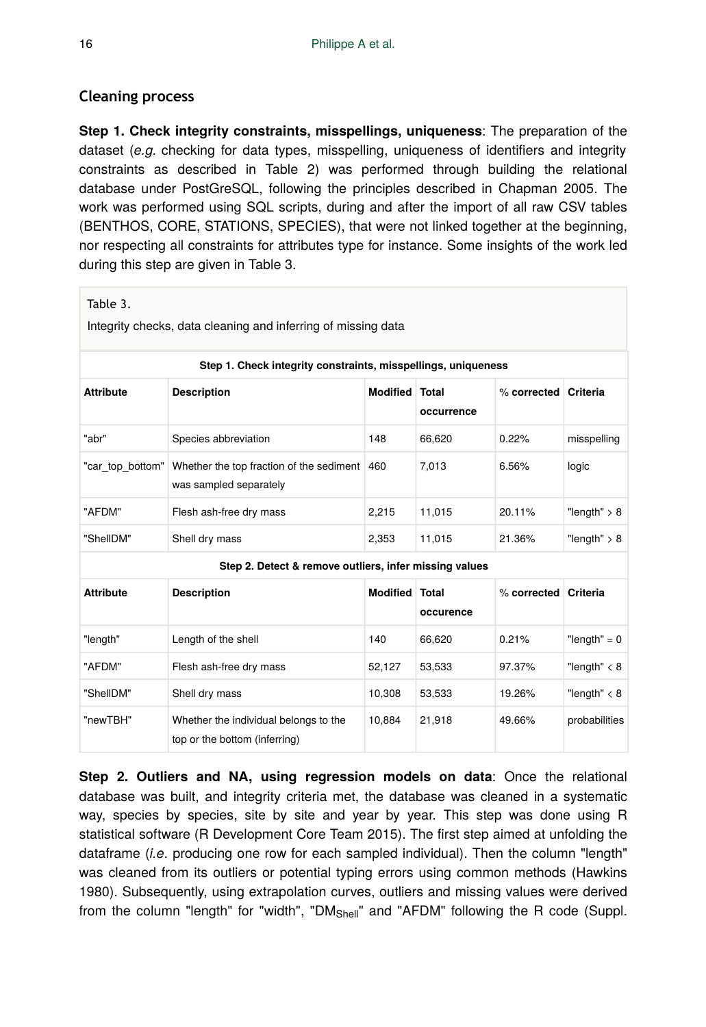### Cleaning process

**Step 1. Check integrity constraints, misspellings, uniqueness**: The preparation of the dataset (*e.g.* checking for data types, misspelling, uniqueness of identifiers and integrity constraints as described in Table 2) was performed through building the relational database under PostGreSQL, following the principles described in Chapman 2005. The work was performed using SQL scripts, during and after the import of all raw CSV tables (BENTHOS, CORE, STATIONS, SPECIES), that were not linked together at the beginning, nor respecting all constraints for attributes type for instance. Some insights of the work led during this step are given in Table 3.

Table 3.

Integrity checks, data cleaning and inferring of missing data

| Step 1. Check integrity constraints, misspellings, uniqueness | | | | | |
|---|---|---|---|---|---|
| **Attribute** | **Description** | **Modified** | **Total occurrence** | **% corrected** | **Criteria** |
| "abr" | Species abbreviation | 148 | 66,620 | 0.22% | misspelling |
| "car_top_bottom" | Whether the top fraction of the sediment was sampled separately | 460 | 7,013 | 6.56% | logic |
| "AFDM" | Flesh ash-free dry mass | 2,215 | 11,015 | 20.11% | "length" > 8 |
| "ShellDM" | Shell dry mass | 2,353 | 11,015 | 21.36% | "length" > 8 |
| **Step 2. Detect & remove outliers, infer missing values** | | | | | |
| **Attribute** | **Description** | **Modified** | **Total occurence** | **% corrected** | **Criteria** |
| "length" | Length of the shell | 140 | 66,620 | 0.21% | "length" = 0 |
| "AFDM" | Flesh ash-free dry mass | 52,127 | 53,533 | 97.37% | "length" < 8 |
| "ShellDM" | Shell dry mass | 10,308 | 53,533 | 19.26% | "length" < 8 |
| "newTBH" | Whether the individual belongs to the top or the bottom (inferring) | 10,884 | 21,918 | 49.66% | probabilities |

**Step 2. Outliers and NA, using regression models on data**: Once the relational database was built, and integrity criteria met, the database was cleaned in a systematic way, species by species, site by site and year by year. This step was done using R statistical software (R Development Core Team 2015). The first step aimed at unfolding the dataframe (*i.e.* producing one row for each sampled individual). Then the column "length" was cleaned from its outliers or potential typing errors using common methods (Hawkins 1980). Subsequently, using extrapolation curves, outliers and missing values were derived from the column "length" for "width", "$DM_{Shell}$" and "AFDM" following the R code (Suppl.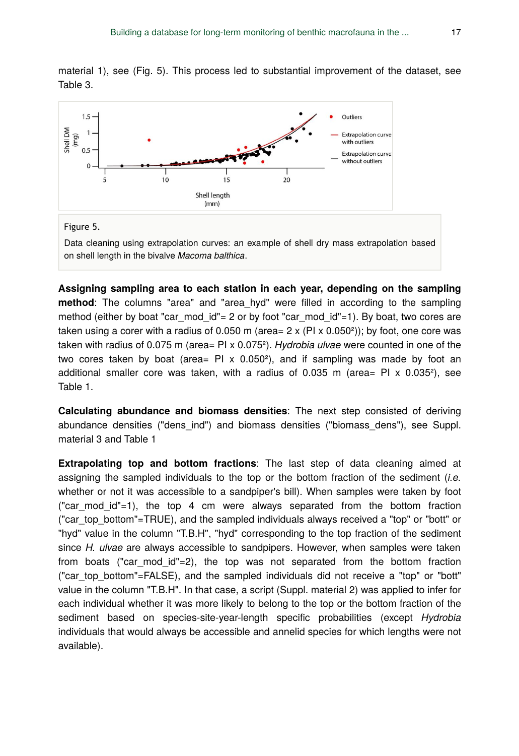material 1), see (Fig. 5). This process led to substantial improvement of the dataset, see Table 3.

Figure 5.

Data cleaning using extrapolation curves: an example of shell dry mass extrapolation based on shell length in the bivalve *Macoma balthica*.

**Assigning sampling area to each station in each year, depending on the sampling method**: The columns "area" and "area_hyd" were filled in according to the sampling method (either by boat "car_mod_id"= 2 or by foot "car_mod_id"=1). By boat, two cores are taken using a corer with a radius of 0.050 m (area= 2 x (PI x $0.050^2$)); by foot, one core was taken with radius of 0.075 m (area= PI x $0.075^2$). *Hydrobia ulvae* were counted in one of the two cores taken by boat (area= PI x $0.050^2$), and if sampling was made by foot an additional smaller core was taken, with a radius of 0.035 m (area= PI x $0.035^2$), see Table 1.

**Calculating abundance and biomass densities**: The next step consisted of deriving abundance densities ("dens_ind") and biomass densities ("biomass_dens"), see Suppl. material 3 and Table 1

**Extrapolating top and bottom fractions**: The last step of data cleaning aimed at assigning the sampled individuals to the top or the bottom fraction of the sediment (*i.e.* whether or not it was accessible to a sandpiper's bill). When samples were taken by foot ("car_mod_id"=1), the top 4 cm were always separated from the bottom fraction ("car_top_bottom"=TRUE), and the sampled individuals always received a "top" or "bott" or "hyd" value in the column "T.B.H", "hyd" corresponding to the top fraction of the sediment since *H. ulvae* are always accessible to sandpipers. However, when samples were taken from boats ("car_mod_id"=2), the top was not separated from the bottom fraction ("car_top_bottom"=FALSE), and the sampled individuals did not receive a "top" or "bott" value in the column "T.B.H". In that case, a script (Suppl. material 2) was applied to infer for each individual whether it was more likely to belong to the top or the bottom fraction of the sediment based on species-site-year-length specific probabilities (except *Hydrobia* individuals that would always be accessible and annelid species for which lengths were not available).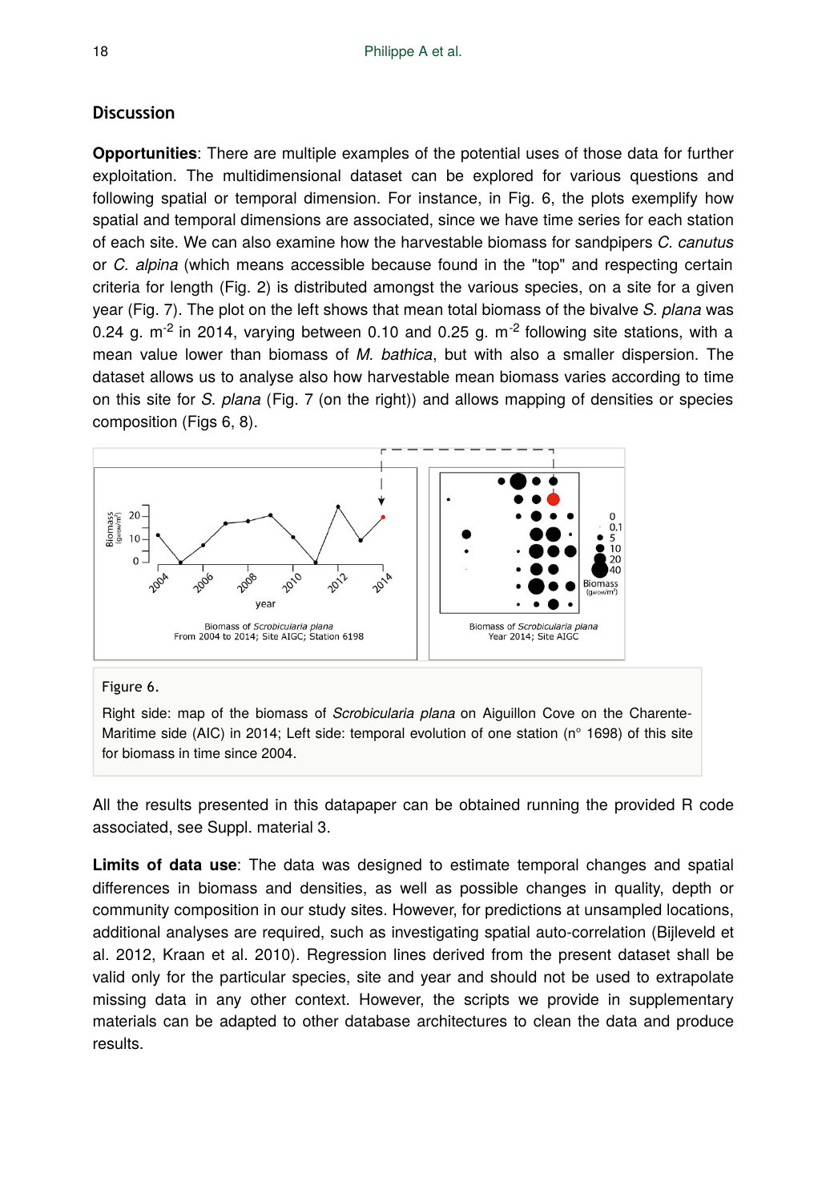## Discussion

**Opportunities**: There are multiple examples of the potential uses of those data for further exploitation. The multidimensional dataset can be explored for various questions and following spatial or temporal dimension. For instance, in Fig. 6, the plots exemplify how spatial and temporal dimensions are associated, since we have time series for each station of each site. We can also examine how the harvestable biomass for sandpipers *C. canutus* or *C. alpina* (which means accessible because found in the "top" and respecting certain criteria for length (Fig. 2) is distributed amongst the various species, on a site for a given year (Fig. 7). The plot on the left shows that mean total biomass of the bivalve *S. plana* was 0.24 g. $m^{-2}$ in 2014, varying between 0.10 and 0.25 g. $m^{-2}$ following site stations, with a mean value lower than biomass of *M. bathica*, but with also a smaller dispersion. The dataset allows us to analyse also how harvestable mean biomass varies according to time on this site for *S. plana* (Fig. 7 (on the right)) and allows mapping of densities or species composition (Figs 6, 8).

Figure 6.

Right side: map of the biomass of *Scrobicularia plana* on Aiguillon Cove on the Charente-Maritime side (AIC) in 2014; Left side: temporal evolution of one station (n° 1698) of this site for biomass in time since 2004.

All the results presented in this datapaper can be obtained running the provided R code associated, see Suppl. material 3.

**Limits of data use**: The data was designed to estimate temporal changes and spatial differences in biomass and densities, as well as possible changes in quality, depth or community composition in our study sites. However, for predictions at unsampled locations, additional analyses are required, such as investigating spatial auto-correlation (Bijleveld et al. 2012, Kraan et al. 2010). Regression lines derived from the present dataset shall be valid only for the particular species, site and year and should not be used to extrapolate missing data in any other context. However, the scripts we provide in supplementary materials can be adapted to other database architectures to clean the data and produce results.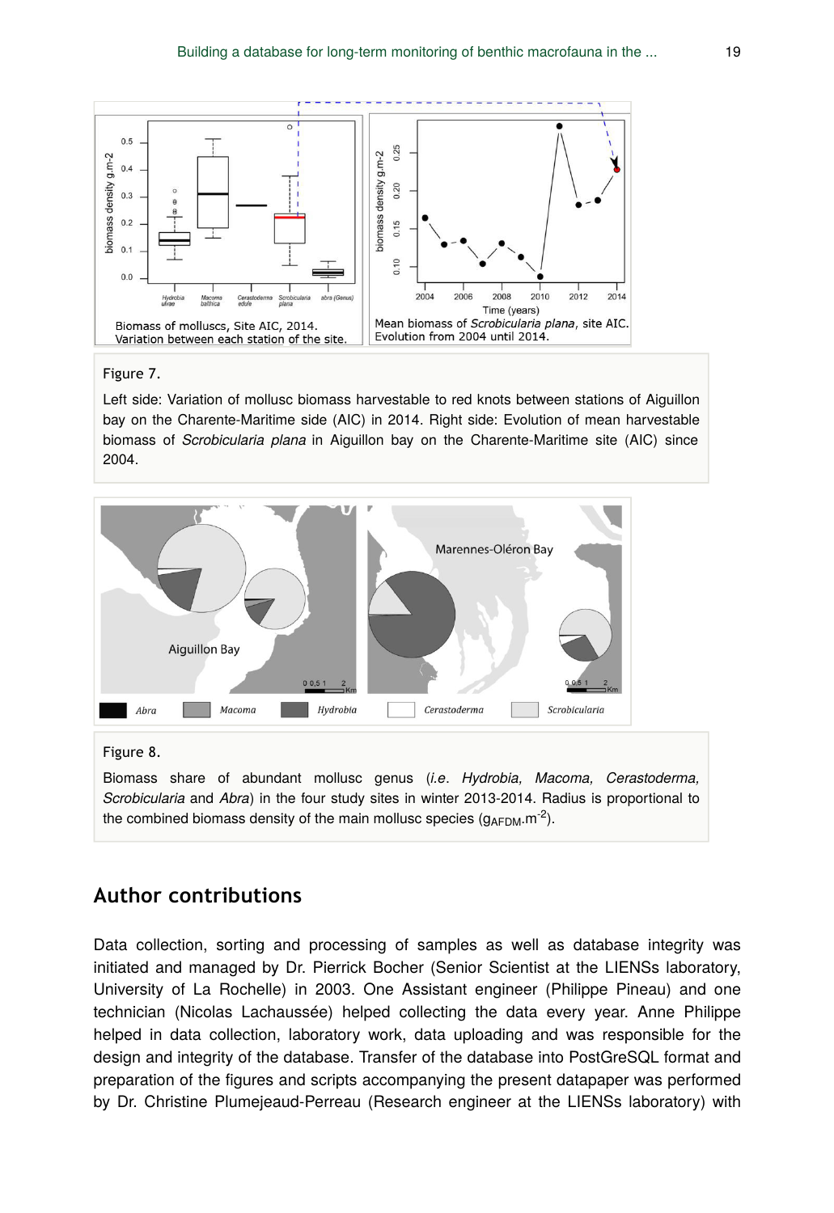Figure 7.

Left side: Variation of mollusc biomass harvestable to red knots between stations of Aiguillon bay on the Charente-Maritime side (AIC) in 2014. Right side: Evolution of mean harvestable biomass of *Scrobicularia plana* in Aiguillon bay on the Charente-Maritime site (AIC) since 2004.

Figure 8.

Biomass share of abundant mollusc genus (*i.e*. *Hydrobia, Macoma, Cerastoderma, Scrobicularia* and *Abra*) in the four study sites in winter 2013-2014. Radius is proportional to the combined biomass density of the main mollusc species ($g_{AFDM}.m^{-2}$).

## Author contributions

Data collection, sorting and processing of samples as well as database integrity was initiated and managed by Dr. Pierrick Bocher (Senior Scientist at the LIENSs laboratory, University of La Rochelle) in 2003. One Assistant engineer (Philippe Pineau) and one technician (Nicolas Lachaussée) helped collecting the data every year. Anne Philippe helped in data collection, laboratory work, data uploading and was responsible for the design and integrity of the database. Transfer of the database into PostGreSQL format and preparation of the figures and scripts accompanying the present datapaper was performed by Dr. Christine Plumejeaud-Perreau (Research engineer at the LIENSs laboratory) with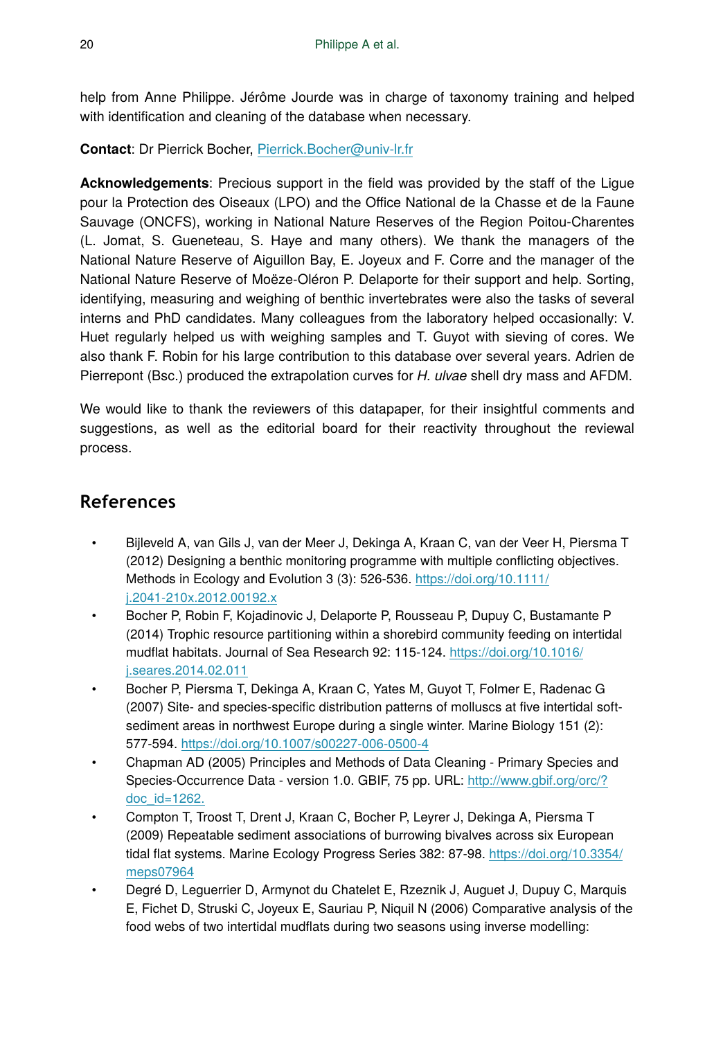help from Anne Philippe. Jérôme Jourde was in charge of taxonomy training and helped with identification and cleaning of the database when necessary.

**Contact**: Dr Pierrick Bocher, Pierrick.Bocher@univ-lr.fr

**Acknowledgements**: Precious support in the field was provided by the staff of the Ligue pour la Protection des Oiseaux (LPO) and the Office National de la Chasse et de la Faune Sauvage (ONCFS), working in National Nature Reserves of the Region Poitou-Charentes (L. Jomat, S. Gueneteau, S. Haye and many others). We thank the managers of the National Nature Reserve of Aiguillon Bay, E. Joyeux and F. Corre and the manager of the National Nature Reserve of Moëze-Oléron P. Delaporte for their support and help. Sorting, identifying, measuring and weighing of benthic invertebrates were also the tasks of several interns and PhD candidates. Many colleagues from the laboratory helped occasionally: V. Huet regularly helped us with weighing samples and T. Guyot with sieving of cores. We also thank F. Robin for his large contribution to this database over several years. Adrien de Pierrepont (Bsc.) produced the extrapolation curves for *H. ulvae* shell dry mass and AFDM.

We would like to thank the reviewers of this datapaper, for their insightful comments and suggestions, as well as the editorial board for their reactivity throughout the reviewal process.

## References

- Bijleveld A, van Gils J, van der Meer J, Dekinga A, Kraan C, van der Veer H, Piersma T (2012) Designing a benthic monitoring programme with multiple conflicting objectives. Methods in Ecology and Evolution 3 (3): 526-536. https://doi.org/10.1111/j.2041-210x.2012.00192.x
- Bocher P, Robin F, Kojadinovic J, Delaporte P, Rousseau P, Dupuy C, Bustamante P (2014) Trophic resource partitioning within a shorebird community feeding on intertidal mudflat habitats. Journal of Sea Research 92: 115-124. https://doi.org/10.1016/j.seares.2014.02.011
- Bocher P, Piersma T, Dekinga A, Kraan C, Yates M, Guyot T, Folmer E, Radenac G (2007) Site- and species-specific distribution patterns of molluscs at five intertidal soft-sediment areas in northwest Europe during a single winter. Marine Biology 151 (2): 577-594. https://doi.org/10.1007/s00227-006-0500-4
- Chapman AD (2005) Principles and Methods of Data Cleaning - Primary Species and Species-Occurrence Data - version 1.0. GBIF, 75 pp. URL: http://www.gbif.org/orc/?doc_id=1262.
- Compton T, Troost T, Drent J, Kraan C, Bocher P, Leyrer J, Dekinga A, Piersma T (2009) Repeatable sediment associations of burrowing bivalves across six European tidal flat systems. Marine Ecology Progress Series 382: 87-98. https://doi.org/10.3354/meps07964
- Degré D, Leguerrier D, Armynot du Chatelet E, Rzeznik J, Auguet J, Dupuy C, Marquis E, Fichet D, Struski C, Joyeux E, Sauriau P, Niquil N (2006) Comparative analysis of the food webs of two intertidal mudflats during two seasons using inverse modelling: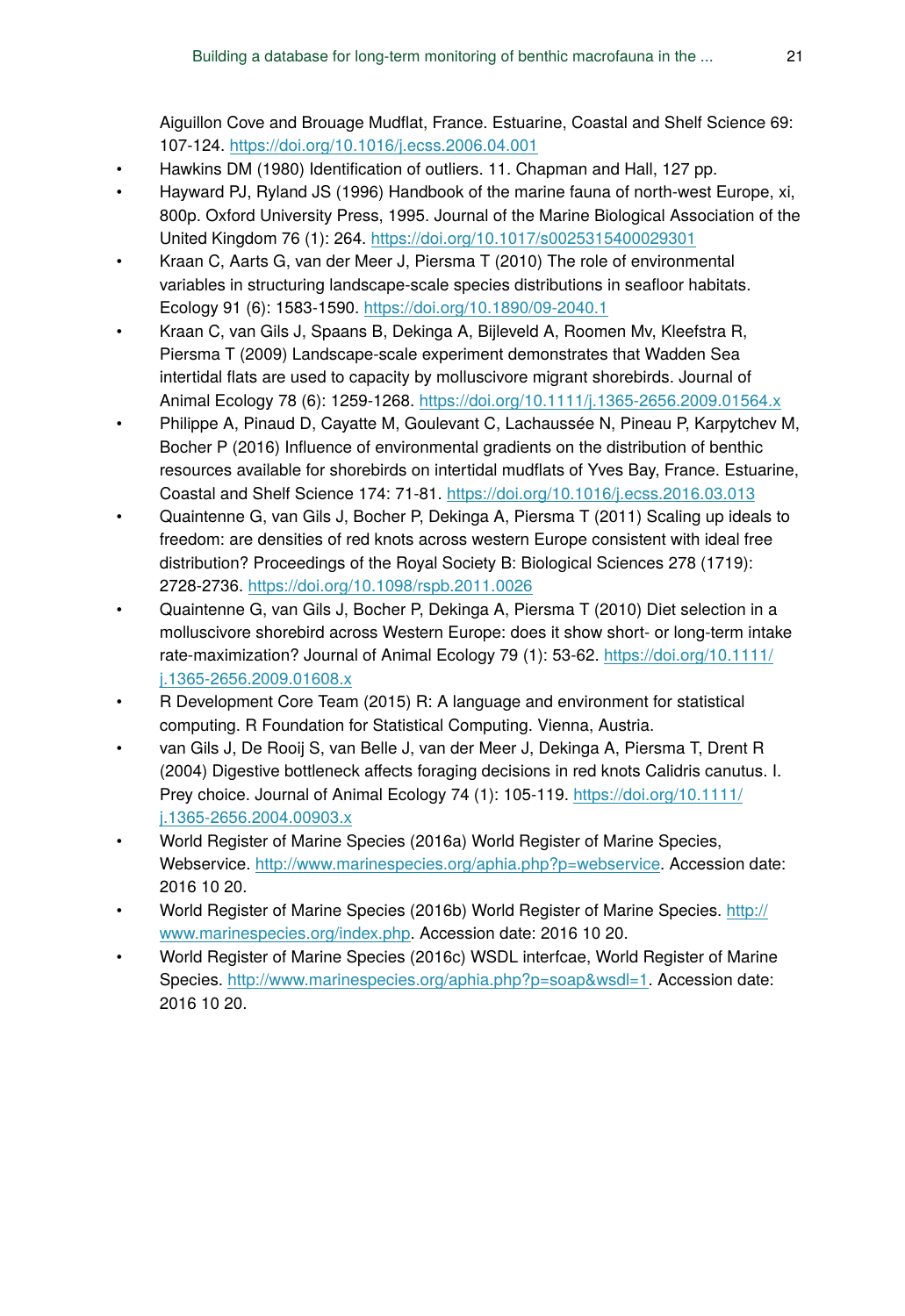Aiguillon Cove and Brouage Mudflat, France. Estuarine, Coastal and Shelf Science 69: 107-124. https://doi.org/10.1016/j.ecss.2006.04.001

- Hawkins DM (1980) Identification of outliers. 11. Chapman and Hall, 127 pp.
- Hayward PJ, Ryland JS (1996) Handbook of the marine fauna of north-west Europe, xi, 800p. Oxford University Press, 1995. Journal of the Marine Biological Association of the United Kingdom 76 (1): 264. https://doi.org/10.1017/s0025315400029301
- Kraan C, Aarts G, van der Meer J, Piersma T (2010) The role of environmental variables in structuring landscape-scale species distributions in seafloor habitats. Ecology 91 (6): 1583-1590. https://doi.org/10.1890/09-2040.1
- Kraan C, van Gils J, Spaans B, Dekinga A, Bijleveld A, Roomen Mv, Kleefstra R, Piersma T (2009) Landscape-scale experiment demonstrates that Wadden Sea intertidal flats are used to capacity by molluscivore migrant shorebirds. Journal of Animal Ecology 78 (6): 1259-1268. https://doi.org/10.1111/j.1365-2656.2009.01564.x
- Philippe A, Pinaud D, Cayatte M, Goulevant C, Lachaussée N, Pineau P, Karpytchev M, Bocher P (2016) Influence of environmental gradients on the distribution of benthic resources available for shorebirds on intertidal mudflats of Yves Bay, France. Estuarine, Coastal and Shelf Science 174: 71-81. https://doi.org/10.1016/j.ecss.2016.03.013
- Quaintenne G, van Gils J, Bocher P, Dekinga A, Piersma T (2011) Scaling up ideals to freedom: are densities of red knots across western Europe consistent with ideal free distribution? Proceedings of the Royal Society B: Biological Sciences 278 (1719): 2728-2736. https://doi.org/10.1098/rspb.2011.0026
- Quaintenne G, van Gils J, Bocher P, Dekinga A, Piersma T (2010) Diet selection in a molluscivore shorebird across Western Europe: does it show short- or long-term intake rate-maximization? Journal of Animal Ecology 79 (1): 53-62. https://doi.org/10.1111/j.1365-2656.2009.01608.x
- R Development Core Team (2015) R: A language and environment for statistical computing. R Foundation for Statistical Computing. Vienna, Austria.
- van Gils J, De Rooij S, van Belle J, van der Meer J, Dekinga A, Piersma T, Drent R (2004) Digestive bottleneck affects foraging decisions in red knots Calidris canutus. I. Prey choice. Journal of Animal Ecology 74 (1): 105-119. https://doi.org/10.1111/j.1365-2656.2004.00903.x
- World Register of Marine Species (2016a) World Register of Marine Species, Webservice. http://www.marinespecies.org/aphia.php?p=webservice. Accession date: 2016 10 20.
- World Register of Marine Species (2016b) World Register of Marine Species. http://www.marinespecies.org/index.php. Accession date: 2016 10 20.
- World Register of Marine Species (2016c) WSDL interfcae, World Register of Marine Species. http://www.marinespecies.org/aphia.php?p=soap&wsdl=1. Accession date: 2016 10 20.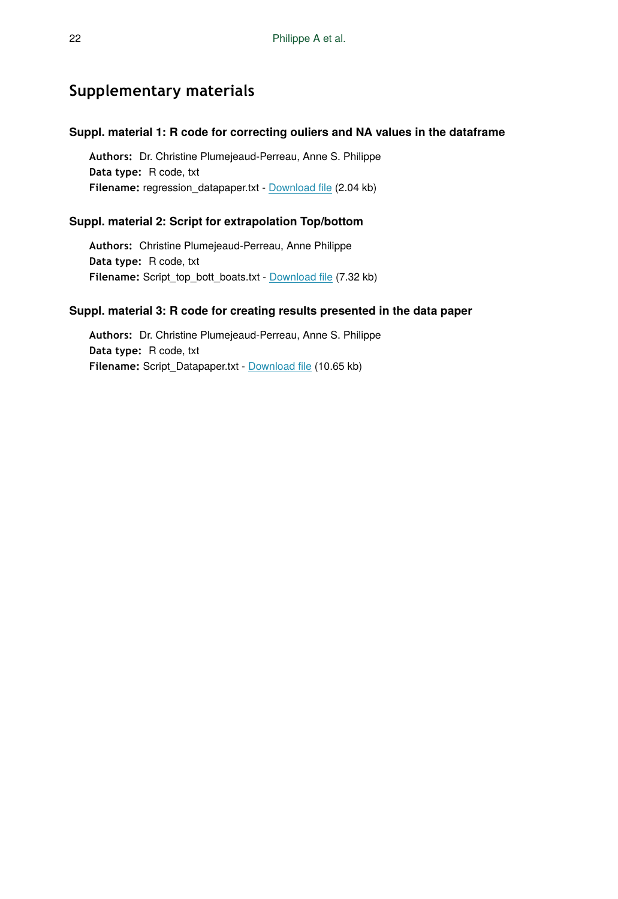## Supplementary materials

### Suppl. material 1: R code for correcting ouliers and NA values in the dataframe

**Authors:** Dr. Christine Plumejeaud-Perreau, Anne S. Philippe
**Data type:** R code, txt
**Filename:** regression_datapaper.txt - Download file (2.04 kb)

### Suppl. material 2: Script for extrapolation Top/bottom

**Authors:** Christine Plumejeaud-Perreau, Anne Philippe
**Data type:** R code, txt
**Filename:** Script_top_bott_boats.txt - Download file (7.32 kb)

### Suppl. material 3: R code for creating results presented in the data paper

**Authors:** Dr. Christine Plumejeaud-Perreau, Anne S. Philippe
**Data type:** R code, txt
**Filename:** Script_Datapaper.txt - Download file (10.65 kb)